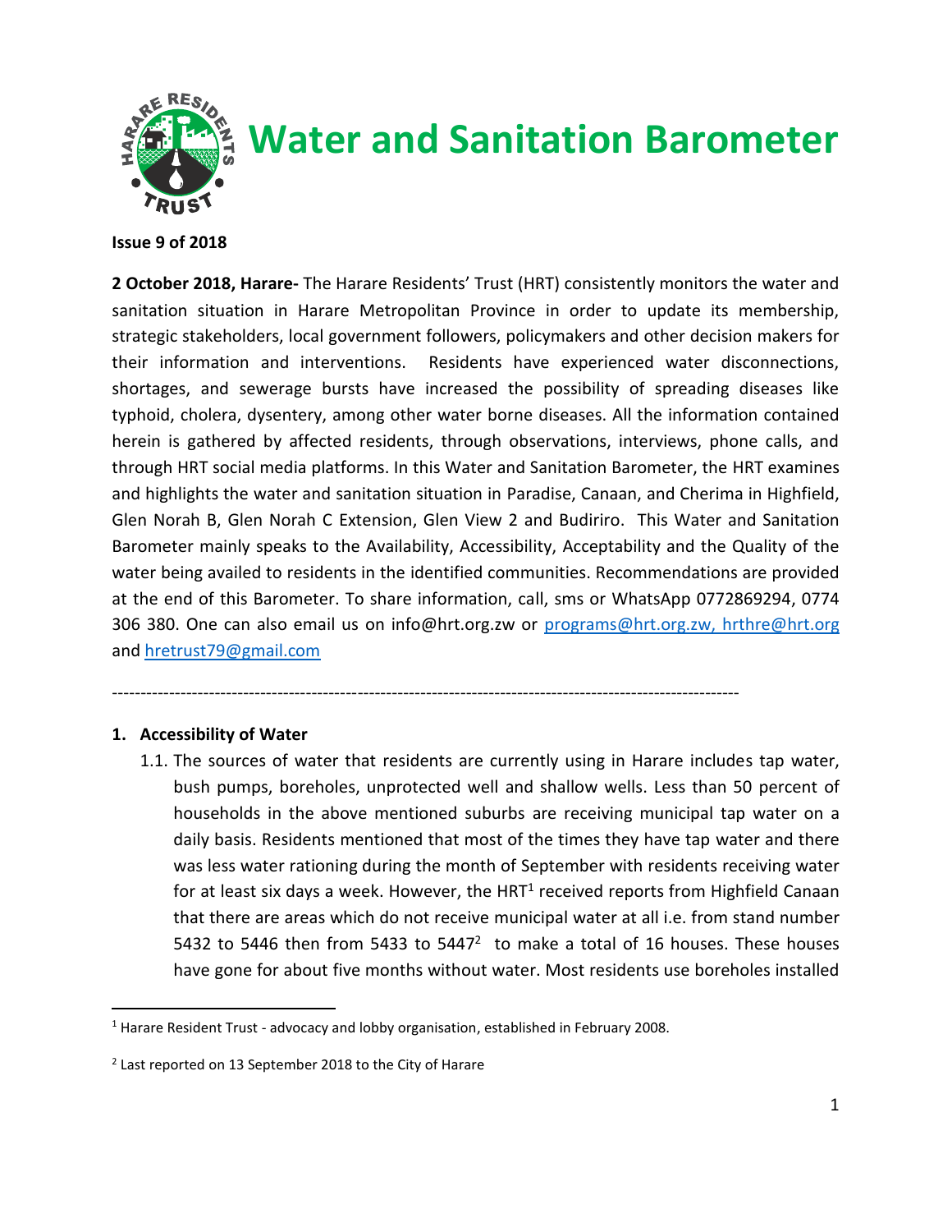# Water and Sanitation Barometer

**Issue 9 of 2018**

**2 October 2018, Harare-** The Harare Residents' Trust (HRT) consistently monitors the water and sanitation situation in Harare Metropolitan Province in order to update its membership, strategic stakeholders, local government followers, policymakers and other decision makers for their information and interventions. Residents have experienced water disconnections, shortages, and sewerage bursts have increased the possibility of spreading diseases like typhoid, cholera, dysentery, among other water borne diseases. All the information contained herein is gathered by affected residents, through observations, interviews, phone calls, and through HRT social media platforms. In this Water and Sanitation Barometer, the HRT examines and highlights the water and sanitation situation in Paradise, Canaan, and Cherima in Highfield, Glen Norah B, Glen Norah C Extension, Glen View 2 and Budiriro. This Water and Sanitation Barometer mainly speaks to the Availability, Accessibility, Acceptability and the Quality of the water being availed to residents in the identified communities. Recommendations are provided at the end of this Barometer. To share information, call, sms or WhatsApp 0772869294, 0774 306 380. One can also email us on info@hrt.org.zw or programs@hrt.org.zw, hrthre@hrt.org and hretrust79@gmail.com

---

## 1. Accessibility of Water

1.1. The sources of water that residents are currently using in Harare includes tap water, bush pumps, boreholes, unprotected well and shallow wells. Less than 50 percent of households in the above mentioned suburbs are receiving municipal tap water on a daily basis. Residents mentioned that most of the times they have tap water and there was less water rationing during the month of September with residents receiving water for at least six days a week. However, the HRT[1] received reports from Highfield Canaan that there are areas which do not receive municipal water at all i.e. from stand number 5432 to 5446 then from 5433 to 5447[2] to make a total of 16 houses. These houses have gone for about five months without water. Most residents use boreholes installed

[1] Harare Resident Trust - advocacy and lobby organisation, established in February 2008.

[2] Last reported on 13 September 2018 to the City of Harare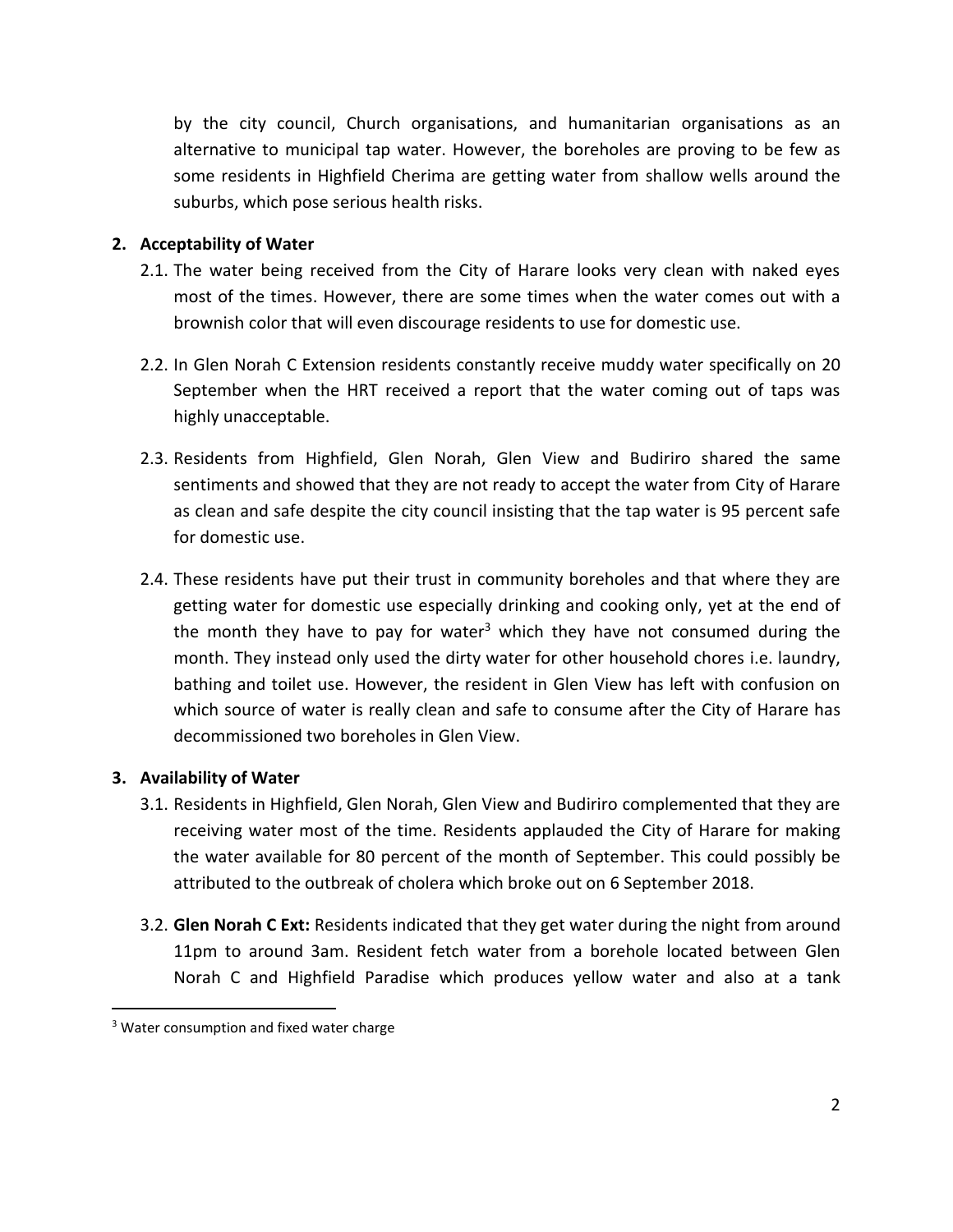by the city council, Church organisations, and humanitarian organisations as an alternative to municipal tap water. However, the boreholes are proving to be few as some residents in Highfield Cherima are getting water from shallow wells around the suburbs, which pose serious health risks.

**2. Acceptability of Water**

2.1. The water being received from the City of Harare looks very clean with naked eyes most of the times. However, there are some times when the water comes out with a brownish color that will even discourage residents to use for domestic use.

2.2. In Glen Norah C Extension residents constantly receive muddy water specifically on 20 September when the HRT received a report that the water coming out of taps was highly unacceptable.

2.3. Residents from Highfield, Glen Norah, Glen View and Budiriro shared the same sentiments and showed that they are not ready to accept the water from City of Harare as clean and safe despite the city council insisting that the tap water is 95 percent safe for domestic use.

2.4. These residents have put their trust in community boreholes and that where they are getting water for domestic use especially drinking and cooking only, yet at the end of the month they have to pay for water[3] which they have not consumed during the month. They instead only used the dirty water for other household chores i.e. laundry, bathing and toilet use. However, the resident in Glen View has left with confusion on which source of water is really clean and safe to consume after the City of Harare has decommissioned two boreholes in Glen View.

**3. Availability of Water**

3.1. Residents in Highfield, Glen Norah, Glen View and Budiriro complemented that they are receiving water most of the time. Residents applauded the City of Harare for making the water available for 80 percent of the month of September. This could possibly be attributed to the outbreak of cholera which broke out on 6 September 2018.

3.2. **Glen Norah C Ext:** Residents indicated that they get water during the night from around 11pm to around 3am. Resident fetch water from a borehole located between Glen Norah C and Highfield Paradise which produces yellow water and also at a tank

[3] Water consumption and fixed water charge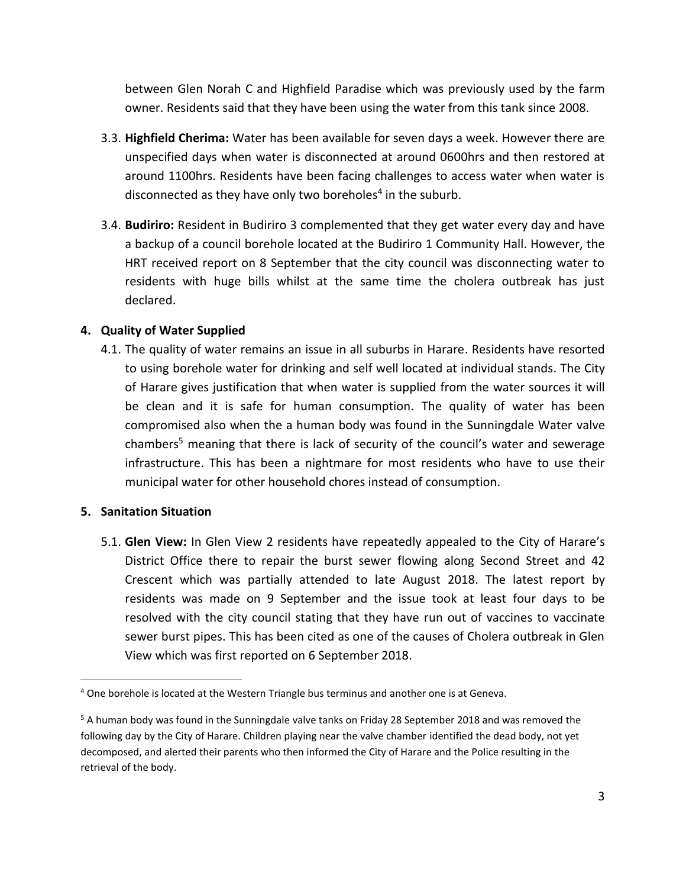between Glen Norah C and Highfield Paradise which was previously used by the farm owner. Residents said that they have been using the water from this tank since 2008.

3.3. **Highfield Cherima:** Water has been available for seven days a week. However there are unspecified days when water is disconnected at around 0600hrs and then restored at around 1100hrs. Residents have been facing challenges to access water when water is disconnected as they have only two boreholes[4] in the suburb.

3.4. **Budiriro:** Resident in Budiriro 3 complemented that they get water every day and have a backup of a council borehole located at the Budiriro 1 Community Hall. However, the HRT received report on 8 September that the city council was disconnecting water to residents with huge bills whilst at the same time the cholera outbreak has just declared.

## 4. Quality of Water Supplied

4.1. The quality of water remains an issue in all suburbs in Harare. Residents have resorted to using borehole water for drinking and self well located at individual stands. The City of Harare gives justification that when water is supplied from the water sources it will be clean and it is safe for human consumption. The quality of water has been compromised also when the a human body was found in the Sunningdale Water valve chambers[5] meaning that there is lack of security of the council's water and sewerage infrastructure. This has been a nightmare for most residents who have to use their municipal water for other household chores instead of consumption.

## 5. Sanitation Situation

5.1. **Glen View:** In Glen View 2 residents have repeatedly appealed to the City of Harare's District Office there to repair the burst sewer flowing along Second Street and 42 Crescent which was partially attended to late August 2018. The latest report by residents was made on 9 September and the issue took at least four days to be resolved with the city council stating that they have run out of vaccines to vaccinate sewer burst pipes. This has been cited as one of the causes of Cholera outbreak in Glen View which was first reported on 6 September 2018.

---

[4] One borehole is located at the Western Triangle bus terminus and another one is at Geneva.

[5] A human body was found in the Sunningdale valve tanks on Friday 28 September 2018 and was removed the following day by the City of Harare. Children playing near the valve chamber identified the dead body, not yet decomposed, and alerted their parents who then informed the City of Harare and the Police resulting in the retrieval of the body.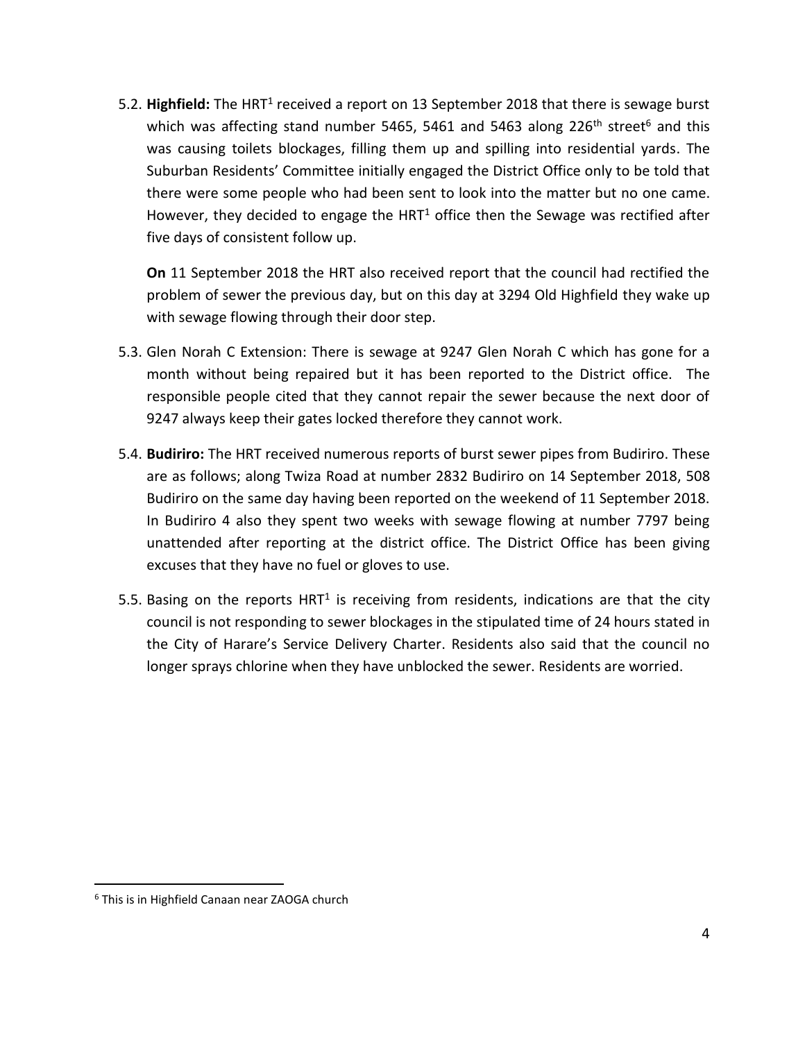5.2. **Highfield:** The HRT[1] received a report on 13 September 2018 that there is sewage burst which was affecting stand number 5465, 5461 and 5463 along 226th street[6] and this was causing toilets blockages, filling them up and spilling into residential yards. The Suburban Residents' Committee initially engaged the District Office only to be told that there were some people who had been sent to look into the matter but no one came. However, they decided to engage the HRT[1] office then the Sewage was rectified after five days of consistent follow up.

**On** 11 September 2018 the HRT also received report that the council had rectified the problem of sewer the previous day, but on this day at 3294 Old Highfield they wake up with sewage flowing through their door step.

5.3. Glen Norah C Extension: There is sewage at 9247 Glen Norah C which has gone for a month without being repaired but it has been reported to the District office. The responsible people cited that they cannot repair the sewer because the next door of 9247 always keep their gates locked therefore they cannot work.

5.4. **Budiriro:** The HRT received numerous reports of burst sewer pipes from Budiriro. These are as follows; along Twiza Road at number 2832 Budiriro on 14 September 2018, 508 Budiriro on the same day having been reported on the weekend of 11 September 2018. In Budiriro 4 also they spent two weeks with sewage flowing at number 7797 being unattended after reporting at the district office. The District Office has been giving excuses that they have no fuel or gloves to use.

5.5. Basing on the reports HRT[1] is receiving from residents, indications are that the city council is not responding to sewer blockages in the stipulated time of 24 hours stated in the City of Harare's Service Delivery Charter. Residents also said that the council no longer sprays chlorine when they have unblocked the sewer. Residents are worried.

---

[6] This is in Highfield Canaan near ZAOGA church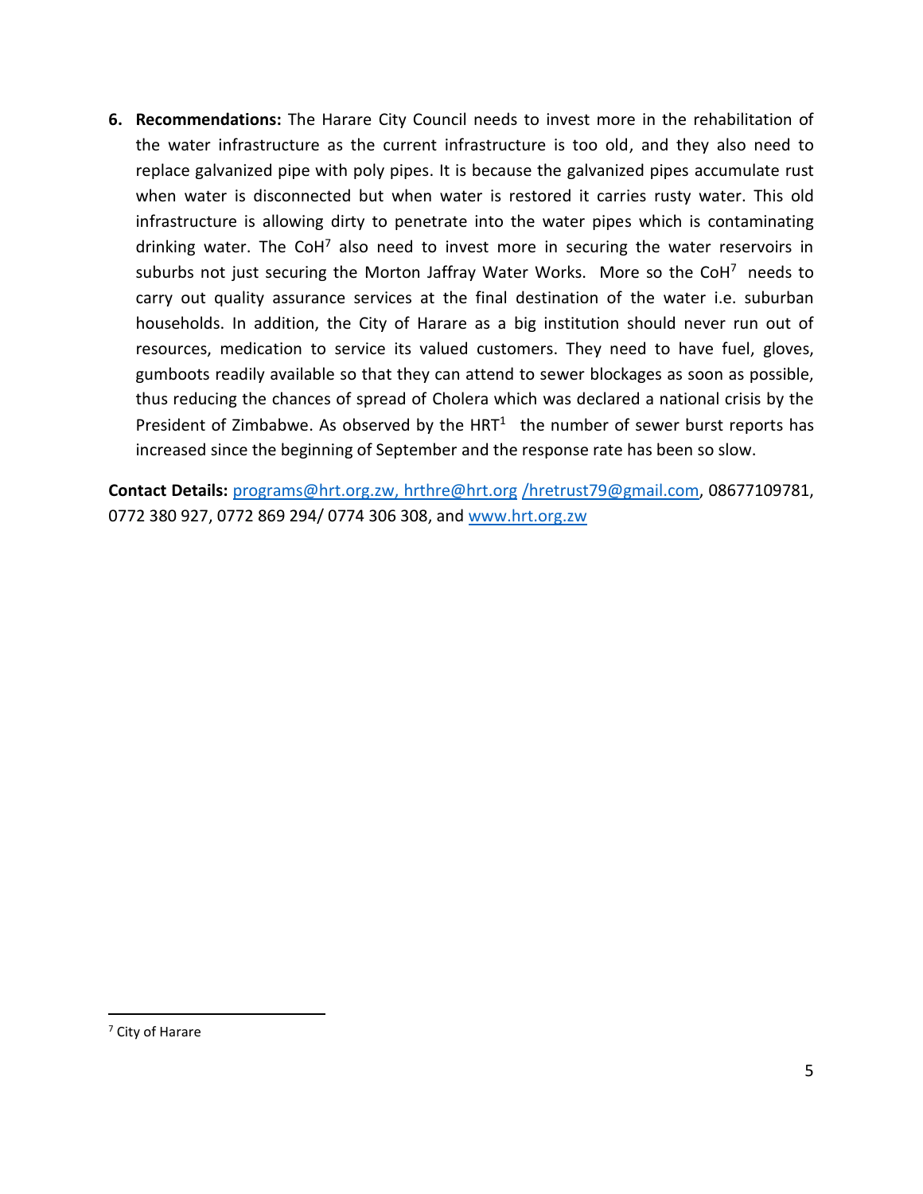6. **Recommendations:** The Harare City Council needs to invest more in the rehabilitation of the water infrastructure as the current infrastructure is too old, and they also need to replace galvanized pipe with poly pipes. It is because the galvanized pipes accumulate rust when water is disconnected but when water is restored it carries rusty water. This old infrastructure is allowing dirty to penetrate into the water pipes which is contaminating drinking water. The CoH[7] also need to invest more in securing the water reservoirs in suburbs not just securing the Morton Jaffray Water Works. More so the CoH[7] needs to carry out quality assurance services at the final destination of the water i.e. suburban households. In addition, the City of Harare as a big institution should never run out of resources, medication to service its valued customers. They need to have fuel, gloves, gumboots readily available so that they can attend to sewer blockages as soon as possible, thus reducing the chances of spread of Cholera which was declared a national crisis by the President of Zimbabwe. As observed by the HRT[1] the number of sewer burst reports has increased since the beginning of September and the response rate has been so slow.

**Contact Details:** programs@hrt.org.zw, hrthre@hrt.org /hretrust79@gmail.com, 08677109781, 0772 380 927, 0772 869 294/ 0774 306 308, and www.hrt.org.zw

[7] City of Harare